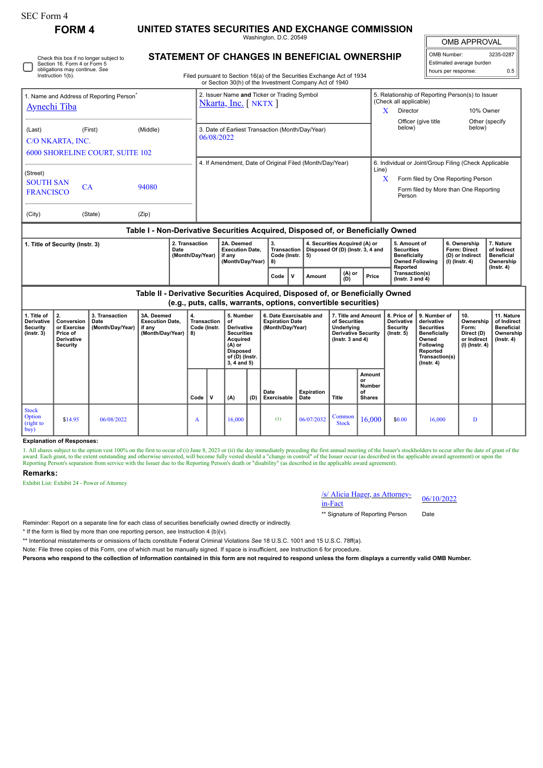SEC Form 4

# FORM 4

## UNITED STATES SECURITIES AND EXCHANGE COMMISSION

Washington, D.C. 20549

## STATEMENT OF CHANGES IN BENEFICIAL OWNERSHIP

Filed pursuant to Section 16(a) of the Securities Exchange Act of 1934 or Section 30(h) of the Investment Company Act of 1940

| OMB APPROVAL | |
|---|---|
| OMB Number: | 3235-0287 |
| Estimated average burden | |
| hours per response: | 0.5 |

☐ Check this box if no longer subject to Section 16. Form 4 or Form 5 obligations may continue. *See* Instruction 1(b).

1. Name and Address of Reporting Person*
Aynechi Tiba

(Last) (First) (Middle)
C/O NKARTA, INC.
6000 SHORELINE COURT, SUITE 102

(Street)
SOUTH SAN FRANCISCO CA 94080

(City) (State) (Zip)

2. Issuer Name **and** Ticker or Trading Symbol
Nkarta, Inc. [ NKTX ]

3. Date of Earliest Transaction (Month/Day/Year)
06/08/2022

4. If Amendment, Date of Original Filed (Month/Day/Year)

5. Relationship of Reporting Person(s) to Issuer (Check all applicable)
X Director
10% Owner
Officer (give title below)
Other (specify below)

6. Individual or Joint/Group Filing (Check Applicable Line)
X Form filed by One Reporting Person
Form filed by More than One Reporting Person

### Table I - Non-Derivative Securities Acquired, Disposed of, or Beneficially Owned

| 1. Title of Security (Instr. 3) | 2. Transaction Date (Month/Day/Year) | 2A. Deemed Execution Date, if any (Month/Day/Year) | 3. Transaction Code (Instr. 8) | | 4. Securities Acquired (A) or Disposed Of (D) (Instr. 3, 4 and 5) | | | 5. Amount of Securities Beneficially Owned Following Reported Transaction(s) (Instr. 3 and 4) | 6. Ownership Form: Direct (D) or Indirect (I) (Instr. 4) | 7. Nature of Indirect Beneficial Ownership (Instr. 4) |
|---|---|---|---|---|---|---|---|---|---|---|
| | | | Code | V | Amount | (A) or (D) | Price | | | |

### Table II - Derivative Securities Acquired, Disposed of, or Beneficially Owned (e.g., puts, calls, warrants, options, convertible securities)

| 1. Title of Derivative Security (Instr. 3) | 2. Conversion or Exercise Price of Derivative Security | 3. Transaction Date (Month/Day/Year) | 3A. Deemed Execution Date, if any (Month/Day/Year) | 4. Transaction Code (Instr. 8) | | 5. Number of Derivative Securities Acquired (A) or Disposed of (D) (Instr. 3, 4 and 5) | | 6. Date Exercisable and Expiration Date (Month/Day/Year) | | 7. Title and Amount of Securities Underlying Derivative Security (Instr. 3 and 4) | | 8. Price of Derivative Security (Instr. 5) | 9. Number of derivative Securities Beneficially Owned Following Reported Transaction(s) (Instr. 4) | 10. Ownership Form: Direct (D) or Indirect (I) (Instr. 4) | 11. Nature of Indirect Beneficial Ownership (Instr. 4) |
|---|---|---|---|---|---|---|---|---|---|---|---|---|---|---|---|
| | | | | Code | V | (A) | (D) | Date Exercisable | Expiration Date | Title | Amount or Number of Shares | | | | |
| Stock Option (right to buy) | $14.95 | 06/08/2022 | | A | | 16,000 | | (1) | 06/07/2032 | Common Stock | 16,000 | $0.00 | 16,000 | D | |

**Explanation of Responses:**

1. All shares subject to the option vest 100% on the first to occur of (i) June 8, 2023 or (ii) the day immediately preceding the first annual meeting of the Issuer's stockholders to occur after the date of grant of the award. Each grant, to the extent outstanding and otherwise unvested, will become fully vested should a "change in control" of the Issuer occur (as described in the applicable award agreement) or upon the Reporting Person's separation from service with the Issuer due to the Reporting Person's death or "disability" (as described in the applicable award agreement).

**Remarks:**

Exhibit List: Exhibit 24 - Power of Attorney

/s/ Alicia Hager, as Attorney-in-Fact 06/10/2022

** Signature of Reporting Person Date

Reminder: Report on a separate line for each class of securities beneficially owned directly or indirectly.

\* If the form is filed by more than one reporting person, *see* Instruction 4 (b)(v).

** Intentional misstatements or omissions of facts constitute Federal Criminal Violations *See* 18 U.S.C. 1001 and 15 U.S.C. 78ff(a).

Note: File three copies of this Form, one of which must be manually signed. If space is insufficient, *see* Instruction 6 for procedure.

**Persons who respond to the collection of information contained in this form are not required to respond unless the form displays a currently valid OMB Number.**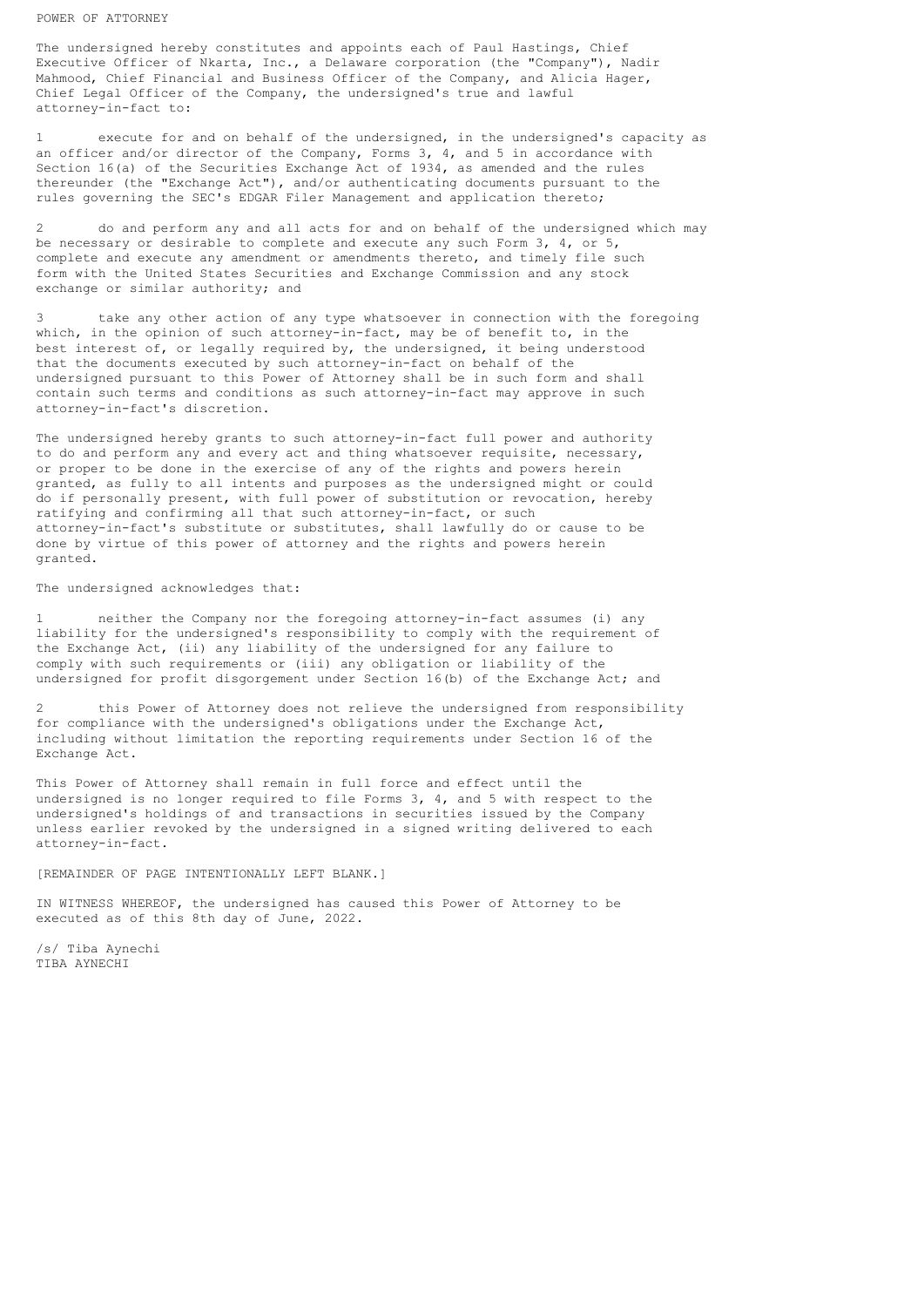# POWER OF ATTORNEY

The undersigned hereby constitutes and appoints each of Paul Hastings, Chief Executive Officer of Nkarta, Inc., a Delaware corporation (the "Company"), Nadir Mahmood, Chief Financial and Business Officer of the Company, and Alicia Hager, Chief Legal Officer of the Company, the undersigned's true and lawful attorney-in-fact to:

1 execute for and on behalf of the undersigned, in the undersigned's capacity as an officer and/or director of the Company, Forms 3, 4, and 5 in accordance with Section 16(a) of the Securities Exchange Act of 1934, as amended and the rules thereunder (the "Exchange Act"), and/or authenticating documents pursuant to the rules governing the SEC's EDGAR Filer Management and application thereto;

2 do and perform any and all acts for and on behalf of the undersigned which may be necessary or desirable to complete and execute any such Form 3, 4, or 5, complete and execute any amendment or amendments thereto, and timely file such form with the United States Securities and Exchange Commission and any stock exchange or similar authority; and

3 take any other action of any type whatsoever in connection with the foregoing which, in the opinion of such attorney-in-fact, may be of benefit to, in the best interest of, or legally required by, the undersigned, it being understood that the documents executed by such attorney-in-fact on behalf of the undersigned pursuant to this Power of Attorney shall be in such form and shall contain such terms and conditions as such attorney-in-fact may approve in such attorney-in-fact's discretion.

The undersigned hereby grants to such attorney-in-fact full power and authority to do and perform any and every act and thing whatsoever requisite, necessary, or proper to be done in the exercise of any of the rights and powers herein granted, as fully to all intents and purposes as the undersigned might or could do if personally present, with full power of substitution or revocation, hereby ratifying and confirming all that such attorney-in-fact, or such attorney-in-fact's substitute or substitutes, shall lawfully do or cause to be done by virtue of this power of attorney and the rights and powers herein granted.

The undersigned acknowledges that:

1 neither the Company nor the foregoing attorney-in-fact assumes (i) any liability for the undersigned's responsibility to comply with the requirement of the Exchange Act, (ii) any liability of the undersigned for any failure to comply with such requirements or (iii) any obligation or liability of the undersigned for profit disgorgement under Section 16(b) of the Exchange Act; and

2 this Power of Attorney does not relieve the undersigned from responsibility for compliance with the undersigned's obligations under the Exchange Act, including without limitation the reporting requirements under Section 16 of the Exchange Act.

This Power of Attorney shall remain in full force and effect until the undersigned is no longer required to file Forms 3, 4, and 5 with respect to the undersigned's holdings of and transactions in securities issued by the Company unless earlier revoked by the undersigned in a signed writing delivered to each attorney-in-fact.

[REMAINDER OF PAGE INTENTIONALLY LEFT BLANK.]

IN WITNESS WHEREOF, the undersigned has caused this Power of Attorney to be executed as of this 8th day of June, 2022.

/s/ Tiba Aynechi
TIBA AYNECHI